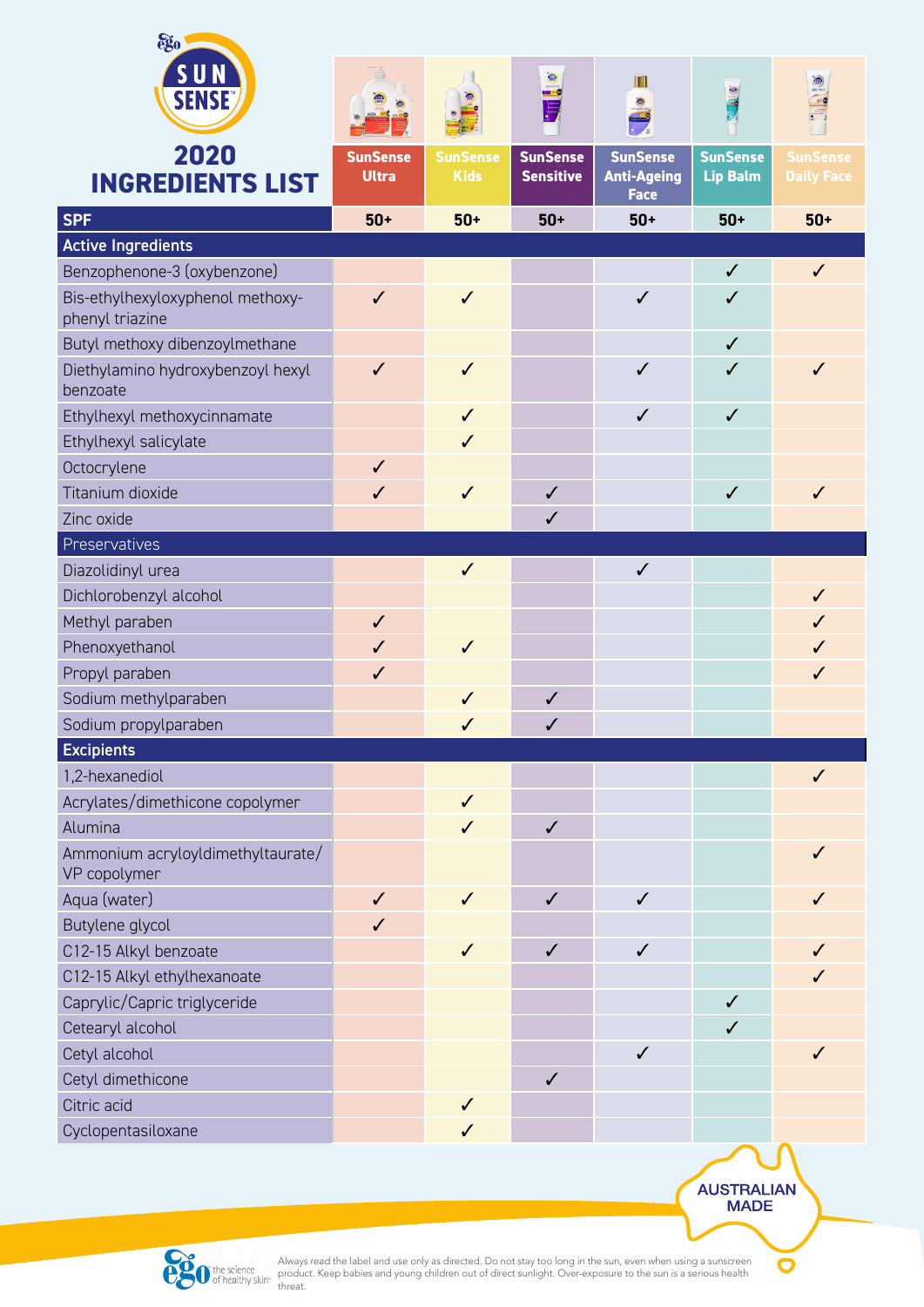# SunSense 2020 INGREDIENTS LIST

| | SunSense Ultra | SunSense Kids | SunSense Sensitive | SunSense Anti-Ageing Face | SunSense Lip Balm | SunSense Daily Face |
|---|---|---|---|---|---|---|
| **SPF** | 50+ | 50+ | 50+ | 50+ | 50+ | 50+ |
| **Active Ingredients** | | | | | | |
| Benzophenone-3 (oxybenzone) | | | | | ✓ | ✓ |
| Bis-ethylhexyloxyphenol methoxyphenyl triazine | ✓ | ✓ | | ✓ | ✓ | |
| Butyl methoxy dibenzoylmethane | | | | | ✓ | |
| Diethylamino hydroxybenzoyl hexyl benzoate | ✓ | ✓ | | ✓ | ✓ | ✓ |
| Ethylhexyl methoxycinnamate | | ✓ | | ✓ | ✓ | |
| Ethylhexyl salicylate | | ✓ | | | | |
| Octocrylene | ✓ | | | | | |
| Titanium dioxide | ✓ | ✓ | ✓ | | ✓ | ✓ |
| Zinc oxide | | | ✓ | | | |
| **Preservatives** | | | | | | |
| Diazolidinyl urea | | ✓ | | ✓ | | |
| Dichlorobenzyl alcohol | | | | | | ✓ |
| Methyl paraben | ✓ | | | | | ✓ |
| Phenoxyethanol | ✓ | ✓ | | | | ✓ |
| Propyl paraben | ✓ | | | | | ✓ |
| Sodium methylparaben | | ✓ | ✓ | | | |
| Sodium propylparaben | | ✓ | ✓ | | | |
| **Excipients** | | | | | | |
| 1,2-hexanediol | | | | | | ✓ |
| Acrylates/dimethicone copolymer | | ✓ | | | | |
| Alumina | | ✓ | ✓ | | | |
| Ammonium acryloyldimethyltaurate/VP copolymer | | | | | | ✓ |
| Aqua (water) | ✓ | ✓ | ✓ | ✓ | | ✓ |
| Butylene glycol | ✓ | | | | | |
| C12-15 Alkyl benzoate | | ✓ | ✓ | ✓ | | ✓ |
| C12-15 Alkyl ethylhexanoate | | | | | | ✓ |
| Caprylic/Capric triglyceride | | | | | ✓ | |
| Cetearyl alcohol | | | | | ✓ | |
| Cetyl alcohol | | | | ✓ | | ✓ |
| Cetyl dimethicone | | | ✓ | | | |
| Citric acid | | ✓ | | | | |
| Cyclopentasiloxane | | ✓ | | | | |

AUSTRALIAN MADE

ego the science of healthy skin

Always read the label and use only as directed. Do not stay too long in the sun, even when using a sunscreen product. Keep babies and young children out of direct sunlight. Over-exposure to the sun is a serious health threat.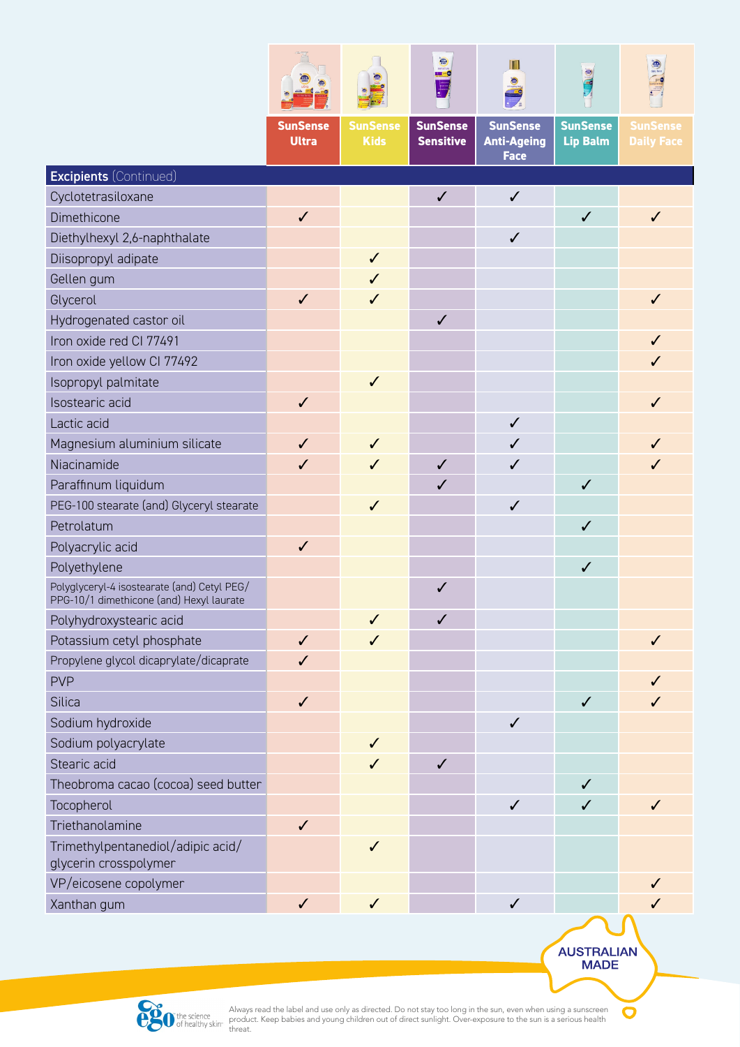| | SunSense Ultra | SunSense Kids | SunSense Sensitive | SunSense Anti-Ageing Face | SunSense Lip Balm | SunSense Daily Face |
|---|---|---|---|---|---|---|
| **Excipients** (Continued) | | | | | | |
| Cyclotetrasiloxane | | | ✓ | ✓ | | |
| Dimethicone | ✓ | | | | ✓ | ✓ |
| Diethylhexyl 2,6-naphthalate | | | | ✓ | | |
| Diisopropyl adipate | | ✓ | | | | |
| Gellen gum | | ✓ | | | | |
| Glycerol | ✓ | ✓ | | | | ✓ |
| Hydrogenated castor oil | | | ✓ | | | |
| Iron oxide red CI 77491 | | | | | | ✓ |
| Iron oxide yellow CI 77492 | | | | | | ✓ |
| Isopropyl palmitate | | ✓ | | | | |
| Isostearic acid | ✓ | | | | | ✓ |
| Lactic acid | | | | ✓ | | |
| Magnesium aluminium silicate | ✓ | ✓ | | ✓ | | ✓ |
| Niacinamide | ✓ | ✓ | ✓ | ✓ | | ✓ |
| Paraffinum liquidum | | | ✓ | | ✓ | |
| PEG-100 stearate (and) Glyceryl stearate | | ✓ | | ✓ | | |
| Petrolatum | | | | | ✓ | |
| Polyacrylic acid | ✓ | | | | | |
| Polyethylene | | | | | ✓ | |
| Polyglyceryl-4 isostearate (and) Cetyl PEG/PPG-10/1 dimethicone (and) Hexyl laurate | | | ✓ | | | |
| Polyhydroxystearic acid | | ✓ | ✓ | | | |
| Potassium cetyl phosphate | ✓ | ✓ | | | | ✓ |
| Propylene glycol dicaprylate/dicaprate | ✓ | | | | | |
| PVP | | | | | | ✓ |
| Silica | ✓ | | | | ✓ | ✓ |
| Sodium hydroxide | | | | ✓ | | |
| Sodium polyacrylate | | ✓ | | | | |
| Stearic acid | | ✓ | ✓ | | | |
| Theobroma cacao (cocoa) seed butter | | | | | ✓ | |
| Tocopherol | | | | ✓ | ✓ | ✓ |
| Triethanolamine | ✓ | | | | | |
| Trimethylpentanediol/adipic acid/glycerin crosspolymer | | ✓ | | | | |
| VP/eicosene copolymer | | | | | | ✓ |
| Xanthan gum | ✓ | ✓ | | ✓ | | ✓ |

AUSTRALIAN MADE

ego the science of healthy skin

Always read the label and use only as directed. Do not stay too long in the sun, even when using a sunscreen product. Keep babies and young children out of direct sunlight. Over-exposure to the sun is a serious health threat.